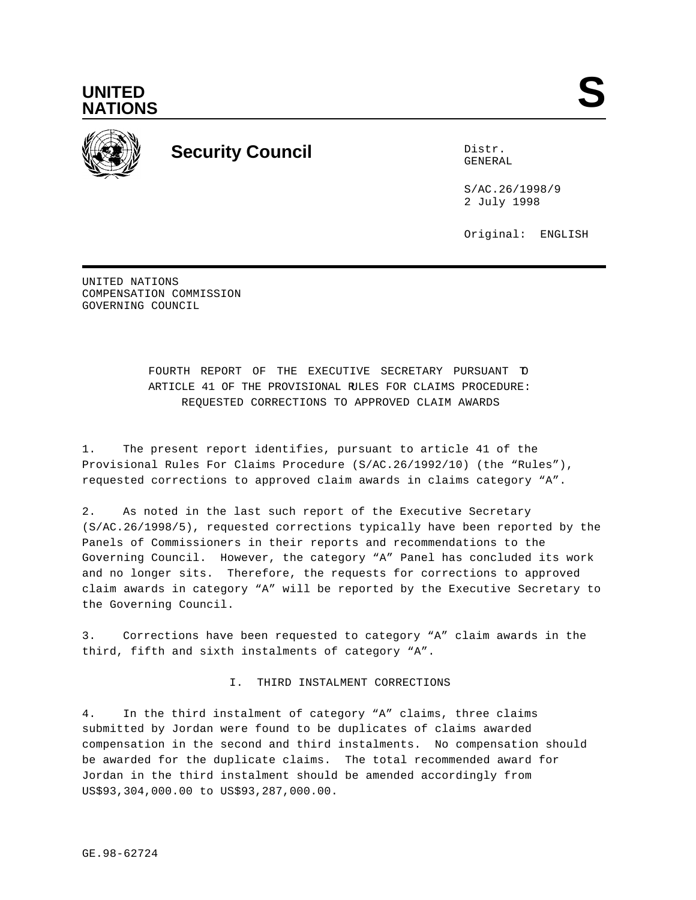**UNITED NATIONS**

# S

## Security Council

Distr.
GENERAL

S/AC.26/1998/9
2 July 1998

Original: ENGLISH

UNITED NATIONS
COMPENSATION COMMISSION
GOVERNING COUNCIL

### FOURTH REPORT OF THE EXECUTIVE SECRETARY PURSUANT TO ARTICLE 41 OF THE PROVISIONAL RULES FOR CLAIMS PROCEDURE: REQUESTED CORRECTIONS TO APPROVED CLAIM AWARDS

1. The present report identifies, pursuant to article 41 of the Provisional Rules For Claims Procedure (S/AC.26/1992/10) (the "Rules"), requested corrections to approved claim awards in claims category "A".

2. As noted in the last such report of the Executive Secretary (S/AC.26/1998/5), requested corrections typically have been reported by the Panels of Commissioners in their reports and recommendations to the Governing Council. However, the category "A" Panel has concluded its work and no longer sits. Therefore, the requests for corrections to approved claim awards in category "A" will be reported by the Executive Secretary to the Governing Council.

3. Corrections have been requested to category "A" claim awards in the third, fifth and sixth instalments of category "A".

### I. THIRD INSTALMENT CORRECTIONS

4. In the third instalment of category "A" claims, three claims submitted by Jordan were found to be duplicates of claims awarded compensation in the second and third instalments. No compensation should be awarded for the duplicate claims. The total recommended award for Jordan in the third instalment should be amended accordingly from US$93,304,000.00 to US$93,287,000.00.

GE.98-62724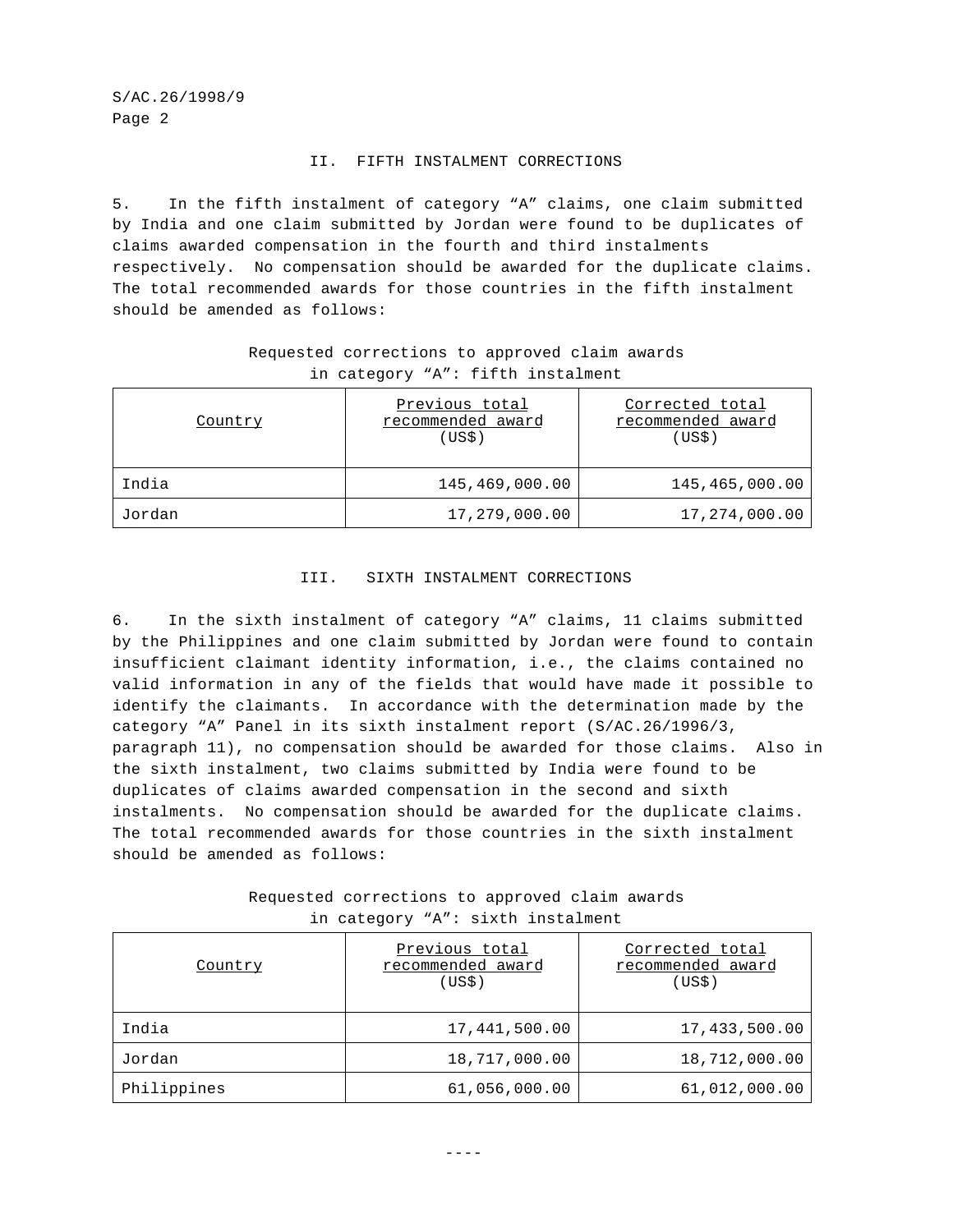## II. FIFTH INSTALMENT CORRECTIONS

5. In the fifth instalment of category “A” claims, one claim submitted by India and one claim submitted by Jordan were found to be duplicates of claims awarded compensation in the fourth and third instalments respectively. No compensation should be awarded for the duplicate claims. The total recommended awards for those countries in the fifth instalment should be amended as follows:

Requested corrections to approved claim awards in category “A”: fifth instalment

| Country | Previous total recommended award (US$) | Corrected total recommended award (US$) |
|---|---|---|
| India | 145,469,000.00 | 145,465,000.00 |
| Jordan | 17,279,000.00 | 17,274,000.00 |

## III. SIXTH INSTALMENT CORRECTIONS

6. In the sixth instalment of category “A” claims, 11 claims submitted by the Philippines and one claim submitted by Jordan were found to contain insufficient claimant identity information, i.e., the claims contained no valid information in any of the fields that would have made it possible to identify the claimants. In accordance with the determination made by the category “A” Panel in its sixth instalment report (S/AC.26/1996/3, paragraph 11), no compensation should be awarded for those claims. Also in the sixth instalment, two claims submitted by India were found to be duplicates of claims awarded compensation in the second and sixth instalments. No compensation should be awarded for the duplicate claims. The total recommended awards for those countries in the sixth instalment should be amended as follows:

Requested corrections to approved claim awards in category “A”: sixth instalment

| Country | Previous total recommended award (US$) | Corrected total recommended award (US$) |
|---|---|---|
| India | 17,441,500.00 | 17,433,500.00 |
| Jordan | 18,717,000.00 | 18,712,000.00 |
| Philippines | 61,056,000.00 | 61,012,000.00 |

----